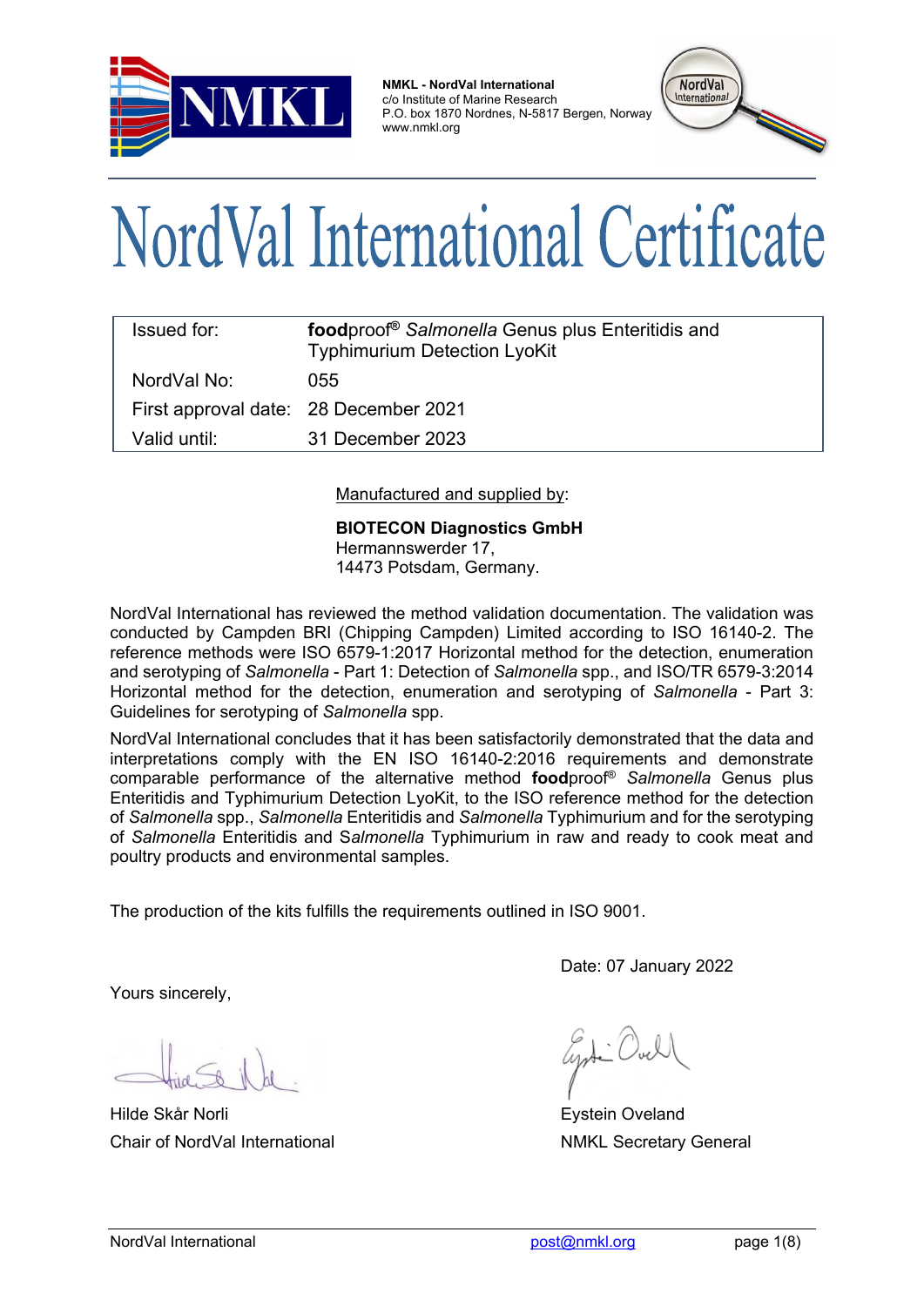**NMKL - NordVal International**
c/o Institute of Marine Research
P.O. box 1870 Nordnes, N-5817 Bergen, Norway
www.nmkl.org

# NordVal International Certificate

| | |
|---|---|
| Issued for: | **food**proof® *Salmonella* Genus plus Enteritidis and Typhimurium Detection LyoKit |
| NordVal No: | 055 |
| First approval date: | 28 December 2021 |
| Valid until: | 31 December 2023 |

Manufactured and supplied by:

**BIOTECON Diagnostics GmbH**
Hermannswerder 17,
14473 Potsdam, Germany.

NordVal International has reviewed the method validation documentation. The validation was conducted by Campden BRI (Chipping Campden) Limited according to ISO 16140-2. The reference methods were ISO 6579-1:2017 Horizontal method for the detection, enumeration and serotyping of *Salmonella* - Part 1: Detection of *Salmonella* spp., and ISO/TR 6579-3:2014 Horizontal method for the detection, enumeration and serotyping of *Salmonella* - Part 3: Guidelines for serotyping of *Salmonella* spp.

NordVal International concludes that it has been satisfactorily demonstrated that the data and interpretations comply with the EN ISO 16140-2:2016 requirements and demonstrate comparable performance of the alternative method **food**proof® *Salmonella* Genus plus Enteritidis and Typhimurium Detection LyoKit, to the ISO reference method for the detection of *Salmonella* spp., *Salmonella* Enteritidis and *Salmonella* Typhimurium and for the serotyping of *Salmonella* Enteritidis and S*almonella* Typhimurium in raw and ready to cook meat and poultry products and environmental samples.

The production of the kits fulfills the requirements outlined in ISO 9001.

Date: 07 January 2022

Yours sincerely,

Hilde Skår Norli
Chair of NordVal International

Eystein Oveland
NMKL Secretary General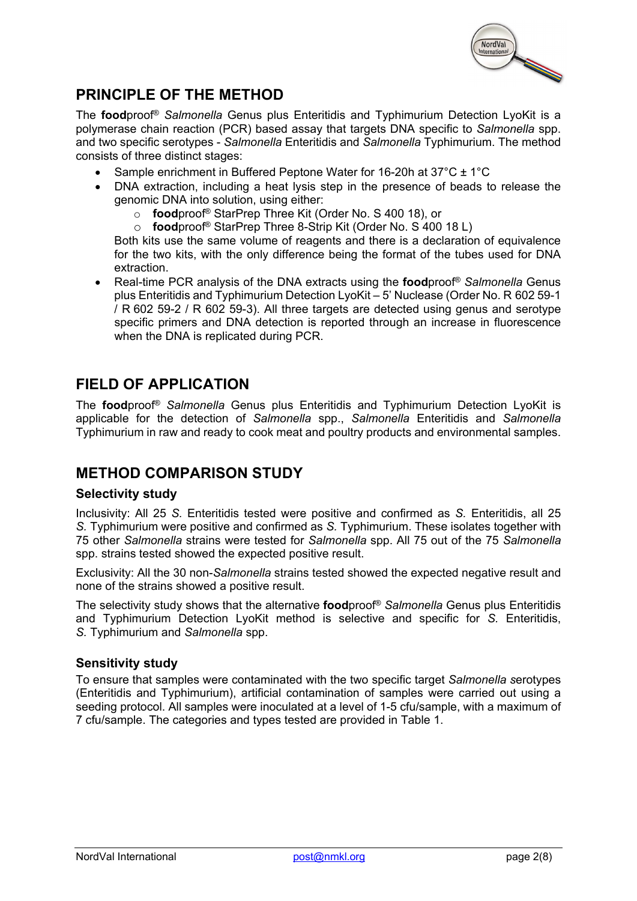## PRINCIPLE OF THE METHOD

The **food**proof® *Salmonella* Genus plus Enteritidis and Typhimurium Detection LyoKit is a polymerase chain reaction (PCR) based assay that targets DNA specific to *Salmonella* spp. and two specific serotypes - *Salmonella* Enteritidis and *Salmonella* Typhimurium. The method consists of three distinct stages:

- Sample enrichment in Buffered Peptone Water for 16-20h at 37°C ± 1°C
- DNA extraction, including a heat lysis step in the presence of beads to release the genomic DNA into solution, using either:
  - **food**proof® StarPrep Three Kit (Order No. S 400 18), or
  - **food**proof® StarPrep Three 8-Strip Kit (Order No. S 400 18 L)

  Both kits use the same volume of reagents and there is a declaration of equivalence for the two kits, with the only difference being the format of the tubes used for DNA extraction.
- Real-time PCR analysis of the DNA extracts using the **food**proof® *Salmonella* Genus plus Enteritidis and Typhimurium Detection LyoKit – 5' Nuclease (Order No. R 602 59-1 / R 602 59-2 / R 602 59-3). All three targets are detected using genus and serotype specific primers and DNA detection is reported through an increase in fluorescence when the DNA is replicated during PCR.

## FIELD OF APPLICATION

The **food**proof® *Salmonella* Genus plus Enteritidis and Typhimurium Detection LyoKit is applicable for the detection of *Salmonella* spp., *Salmonella* Enteritidis and *Salmonella* Typhimurium in raw and ready to cook meat and poultry products and environmental samples.

## METHOD COMPARISON STUDY

### Selectivity study

Inclusivity: All 25 *S.* Enteritidis tested were positive and confirmed as *S.* Enteritidis, all 25 *S.* Typhimurium were positive and confirmed as *S.* Typhimurium. These isolates together with 75 other *Salmonella* strains were tested for *Salmonella* spp. All 75 out of the 75 *Salmonella* spp. strains tested showed the expected positive result.

Exclusivity: All the 30 non-*Salmonella* strains tested showed the expected negative result and none of the strains showed a positive result.

The selectivity study shows that the alternative **food**proof® *Salmonella* Genus plus Enteritidis and Typhimurium Detection LyoKit method is selective and specific for *S.* Enteritidis, *S.* Typhimurium and *Salmonella* spp.

### Sensitivity study

To ensure that samples were contaminated with the two specific target *Salmonella* serotypes (Enteritidis and Typhimurium), artificial contamination of samples were carried out using a seeding protocol. All samples were inoculated at a level of 1-5 cfu/sample, with a maximum of 7 cfu/sample. The categories and types tested are provided in Table 1.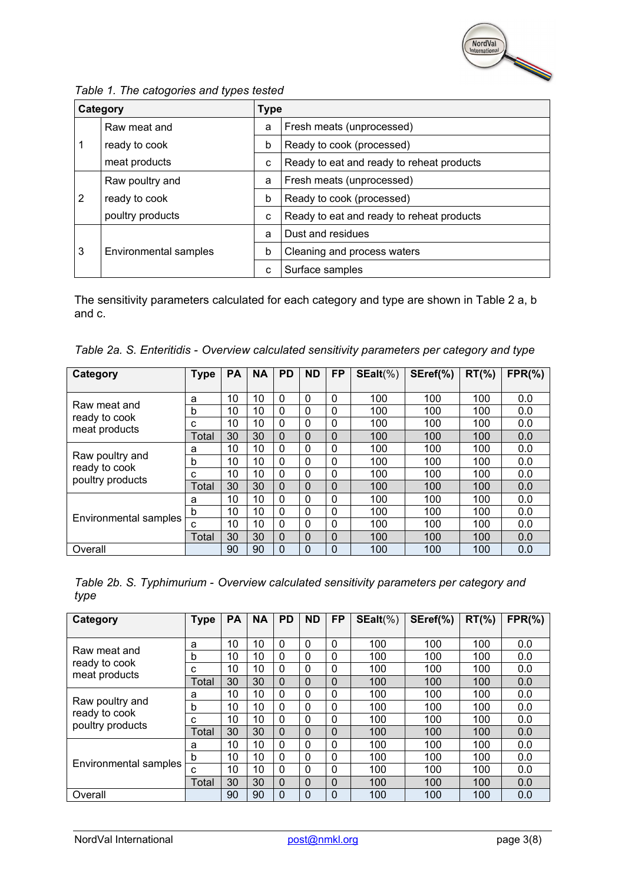*Table 1. The catogories and types tested*

| Category | | Type | |
|---|---|---|---|
| 1 | Raw meat and ready to cook meat products | a | Fresh meats (unprocessed) |
| | | b | Ready to cook (processed) |
| | | c | Ready to eat and ready to reheat products |
| 2 | Raw poultry and ready to cook poultry products | a | Fresh meats (unprocessed) |
| | | b | Ready to cook (processed) |
| | | c | Ready to eat and ready to reheat products |
| 3 | Environmental samples | a | Dust and residues |
| | | b | Cleaning and process waters |
| | | c | Surface samples |

The sensitivity parameters calculated for each category and type are shown in Table 2 a, b and c.

*Table 2a. S. Enteritidis - Overview calculated sensitivity parameters per category and type*

| Category | Type | PA | NA | PD | ND | FP | SEalt(%) | SEref(%) | RT(%) | FPR(%) |
|---|---|---|---|---|---|---|---|---|---|---|
| Raw meat and ready to cook meat products | a | 10 | 10 | 0 | 0 | 0 | 100 | 100 | 100 | 0.0 |
| | b | 10 | 10 | 0 | 0 | 0 | 100 | 100 | 100 | 0.0 |
| | c | 10 | 10 | 0 | 0 | 0 | 100 | 100 | 100 | 0.0 |
| | Total | 30 | 30 | 0 | 0 | 0 | 100 | 100 | 100 | 0.0 |
| Raw poultry and ready to cook poultry products | a | 10 | 10 | 0 | 0 | 0 | 100 | 100 | 100 | 0.0 |
| | b | 10 | 10 | 0 | 0 | 0 | 100 | 100 | 100 | 0.0 |
| | c | 10 | 10 | 0 | 0 | 0 | 100 | 100 | 100 | 0.0 |
| | Total | 30 | 30 | 0 | 0 | 0 | 100 | 100 | 100 | 0.0 |
| Environmental samples | a | 10 | 10 | 0 | 0 | 0 | 100 | 100 | 100 | 0.0 |
| | b | 10 | 10 | 0 | 0 | 0 | 100 | 100 | 100 | 0.0 |
| | c | 10 | 10 | 0 | 0 | 0 | 100 | 100 | 100 | 0.0 |
| | Total | 30 | 30 | 0 | 0 | 0 | 100 | 100 | 100 | 0.0 |
| Overall | | 90 | 90 | 0 | 0 | 0 | 100 | 100 | 100 | 0.0 |

*Table 2b. S. Typhimurium - Overview calculated sensitivity parameters per category and type*

| Category | Type | PA | NA | PD | ND | FP | SEalt(%) | SEref(%) | RT(%) | FPR(%) |
|---|---|---|---|---|---|---|---|---|---|---|
| Raw meat and ready to cook meat products | a | 10 | 10 | 0 | 0 | 0 | 100 | 100 | 100 | 0.0 |
| | b | 10 | 10 | 0 | 0 | 0 | 100 | 100 | 100 | 0.0 |
| | c | 10 | 10 | 0 | 0 | 0 | 100 | 100 | 100 | 0.0 |
| | Total | 30 | 30 | 0 | 0 | 0 | 100 | 100 | 100 | 0.0 |
| Raw poultry and ready to cook poultry products | a | 10 | 10 | 0 | 0 | 0 | 100 | 100 | 100 | 0.0 |
| | b | 10 | 10 | 0 | 0 | 0 | 100 | 100 | 100 | 0.0 |
| | c | 10 | 10 | 0 | 0 | 0 | 100 | 100 | 100 | 0.0 |
| | Total | 30 | 30 | 0 | 0 | 0 | 100 | 100 | 100 | 0.0 |
| Environmental samples | a | 10 | 10 | 0 | 0 | 0 | 100 | 100 | 100 | 0.0 |
| | b | 10 | 10 | 0 | 0 | 0 | 100 | 100 | 100 | 0.0 |
| | c | 10 | 10 | 0 | 0 | 0 | 100 | 100 | 100 | 0.0 |
| | Total | 30 | 30 | 0 | 0 | 0 | 100 | 100 | 100 | 0.0 |
| Overall | | 90 | 90 | 0 | 0 | 0 | 100 | 100 | 100 | 0.0 |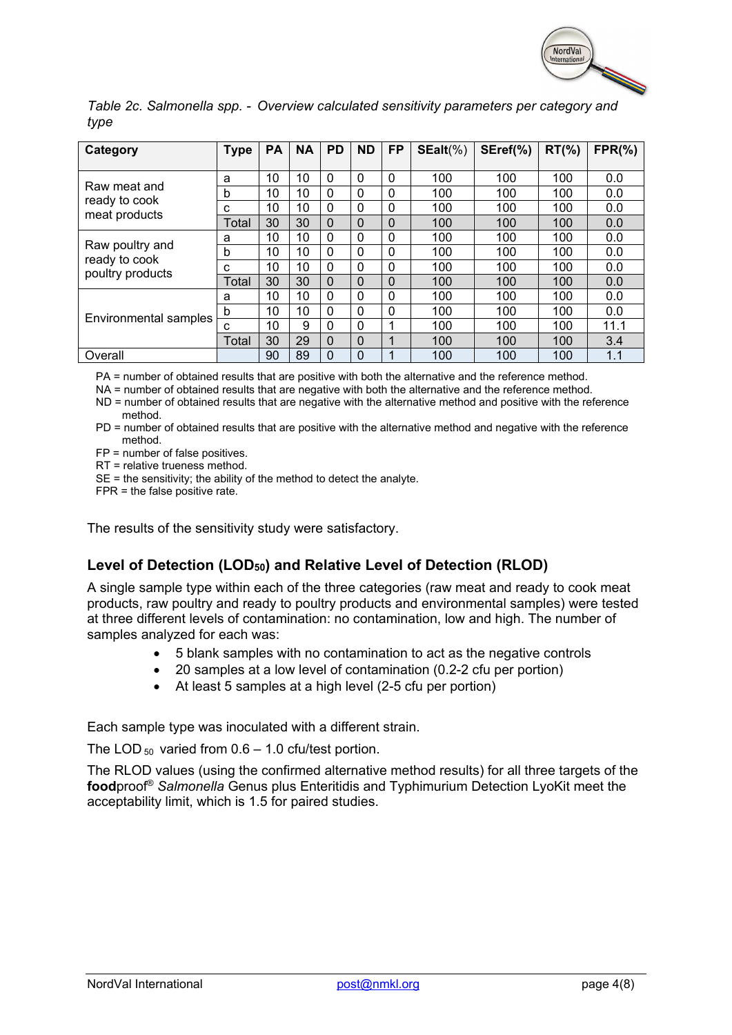*Table 2c. Salmonella spp. - Overview calculated sensitivity parameters per category and type*

| Category | Type | PA | NA | PD | ND | FP | SEalt(%) | SEref(%) | RT(%) | FPR(%) |
|---|---|---|---|---|---|---|---|---|---|---|
| Raw meat and ready to cook meat products | a | 10 | 10 | 0 | 0 | 0 | 100 | 100 | 100 | 0.0 |
| | b | 10 | 10 | 0 | 0 | 0 | 100 | 100 | 100 | 0.0 |
| | c | 10 | 10 | 0 | 0 | 0 | 100 | 100 | 100 | 0.0 |
| | Total | 30 | 30 | 0 | 0 | 0 | 100 | 100 | 100 | 0.0 |
| Raw poultry and ready to cook poultry products | a | 10 | 10 | 0 | 0 | 0 | 100 | 100 | 100 | 0.0 |
| | b | 10 | 10 | 0 | 0 | 0 | 100 | 100 | 100 | 0.0 |
| | c | 10 | 10 | 0 | 0 | 0 | 100 | 100 | 100 | 0.0 |
| | Total | 30 | 30 | 0 | 0 | 0 | 100 | 100 | 100 | 0.0 |
| Environmental samples | a | 10 | 10 | 0 | 0 | 0 | 100 | 100 | 100 | 0.0 |
| | b | 10 | 10 | 0 | 0 | 0 | 100 | 100 | 100 | 0.0 |
| | c | 10 | 9 | 0 | 0 | 1 | 100 | 100 | 100 | 11.1 |
| | Total | 30 | 29 | 0 | 0 | 1 | 100 | 100 | 100 | 3.4 |
| Overall | | 90 | 89 | 0 | 0 | 1 | 100 | 100 | 100 | 1.1 |

PA = number of obtained results that are positive with both the alternative and the reference method.
NA = number of obtained results that are negative with both the alternative and the reference method.
ND = number of obtained results that are negative with the alternative method and positive with the reference method.
PD = number of obtained results that are positive with the alternative method and negative with the reference method.
FP = number of false positives.
RT = relative trueness method.
SE = the sensitivity; the ability of the method to detect the analyte.
FPR = the false positive rate.

The results of the sensitivity study were satisfactory.

## Level of Detection ($LOD_{50}$) and Relative Level of Detection (RLOD)

A single sample type within each of the three categories (raw meat and ready to cook meat products, raw poultry and ready to poultry products and environmental samples) were tested at three different levels of contamination: no contamination, low and high. The number of samples analyzed for each was:

- 5 blank samples with no contamination to act as the negative controls
- 20 samples at a low level of contamination (0.2-2 cfu per portion)
- At least 5 samples at a high level (2-5 cfu per portion)

Each sample type was inoculated with a different strain.

The $LOD_{50}$ varied from 0.6 – 1.0 cfu/test portion.

The RLOD values (using the confirmed alternative method results) for all three targets of the **food**proof® *Salmonella* Genus plus Enteritidis and Typhimurium Detection LyoKit meet the acceptability limit, which is 1.5 for paired studies.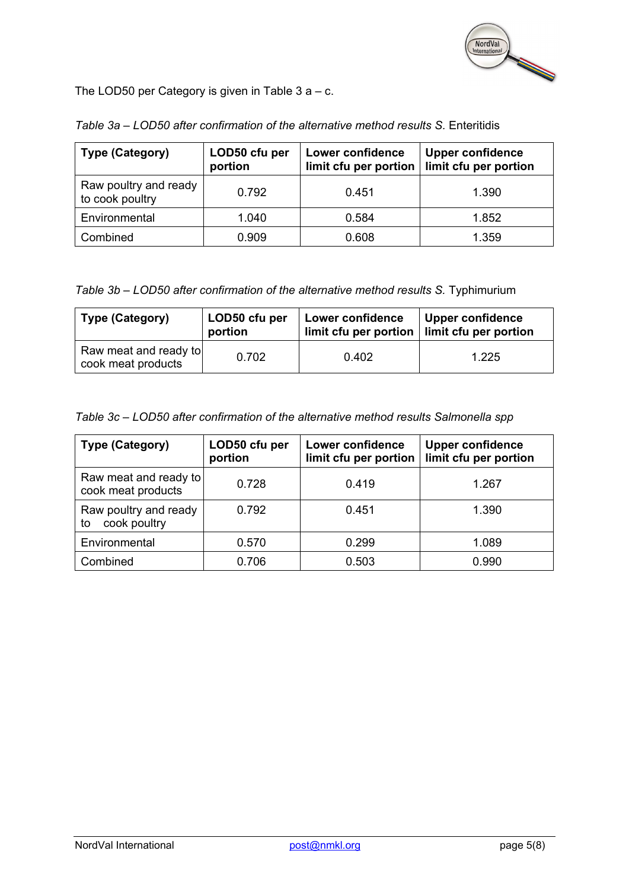The LOD50 per Category is given in Table 3 a – c.

*Table 3a – LOD50 after confirmation of the alternative method results S.* Enteritidis

| Type (Category) | LOD50 cfu per portion | Lower confidence limit cfu per portion | Upper confidence limit cfu per portion |
|---|---|---|---|
| Raw poultry and ready to cook poultry | 0.792 | 0.451 | 1.390 |
| Environmental | 1.040 | 0.584 | 1.852 |
| Combined | 0.909 | 0.608 | 1.359 |

*Table 3b – LOD50 after confirmation of the alternative method results S.* Typhimurium

| Type (Category) | LOD50 cfu per portion | Lower confidence limit cfu per portion | Upper confidence limit cfu per portion |
|---|---|---|---|
| Raw meat and ready to cook meat products | 0.702 | 0.402 | 1.225 |

*Table 3c – LOD50 after confirmation of the alternative method results Salmonella spp*

| Type (Category) | LOD50 cfu per portion | Lower confidence limit cfu per portion | Upper confidence limit cfu per portion |
|---|---|---|---|
| Raw meat and ready to cook meat products | 0.728 | 0.419 | 1.267 |
| Raw poultry and ready to cook poultry | 0.792 | 0.451 | 1.390 |
| Environmental | 0.570 | 0.299 | 1.089 |
| Combined | 0.706 | 0.503 | 0.990 |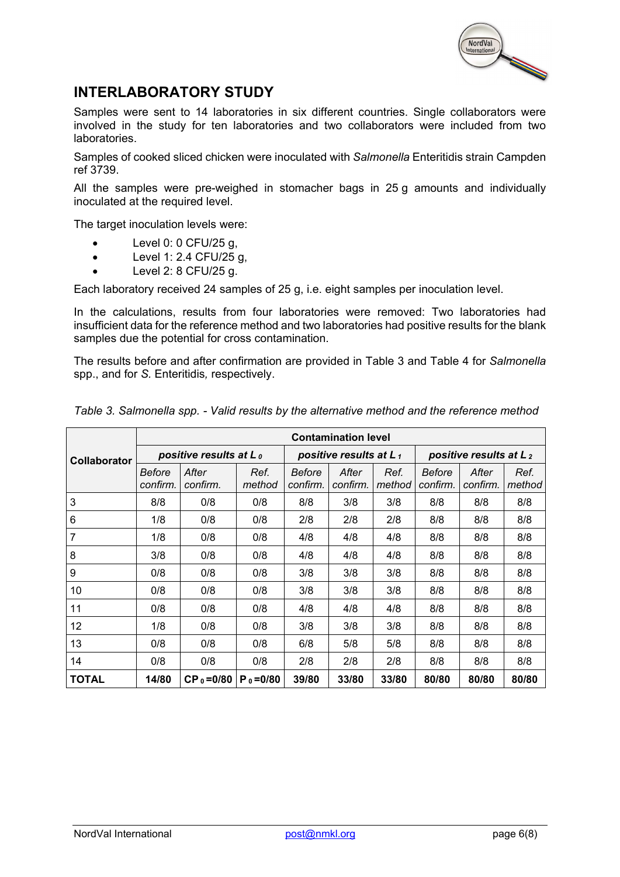## INTERLABORATORY STUDY

Samples were sent to 14 laboratories in six different countries. Single collaborators were involved in the study for ten laboratories and two collaborators were included from two laboratories.

Samples of cooked sliced chicken were inoculated with *Salmonella* Enteritidis strain Campden ref 3739.

All the samples were pre-weighed in stomacher bags in 25 g amounts and individually inoculated at the required level.

The target inoculation levels were:

- Level 0: 0 CFU/25 g,
- Level 1: 2.4 CFU/25 g,
- Level 2: 8 CFU/25 g.

Each laboratory received 24 samples of 25 g, i.e. eight samples per inoculation level.

In the calculations, results from four laboratories were removed: Two laboratories had insufficient data for the reference method and two laboratories had positive results for the blank samples due the potential for cross contamination.

The results before and after confirmation are provided in Table 3 and Table 4 for *Salmonella* spp., and for *S.* Enteritidis*,* respectively.

*Table 3. Salmonella spp. - Valid results by the alternative method and the reference method*

| Collaborator | Contamination level | | | | | | | | |
|---|---|---|---|---|---|---|---|---|---|
| | ***positive results at $L_0$*** | | | ***positive results at $L_1$*** | | | ***positive results at $L_2$*** | | |
| | *Before confirm.* | *After confirm.* | *Ref. method* | *Before confirm.* | *After confirm.* | *Ref. method* | *Before confirm.* | *After confirm.* | *Ref. method* |
| 3 | 8/8 | 0/8 | 0/8 | 8/8 | 3/8 | 3/8 | 8/8 | 8/8 | 8/8 |
| 6 | 1/8 | 0/8 | 0/8 | 2/8 | 2/8 | 2/8 | 8/8 | 8/8 | 8/8 |
| 7 | 1/8 | 0/8 | 0/8 | 4/8 | 4/8 | 4/8 | 8/8 | 8/8 | 8/8 |
| 8 | 3/8 | 0/8 | 0/8 | 4/8 | 4/8 | 4/8 | 8/8 | 8/8 | 8/8 |
| 9 | 0/8 | 0/8 | 0/8 | 3/8 | 3/8 | 3/8 | 8/8 | 8/8 | 8/8 |
| 10 | 0/8 | 0/8 | 0/8 | 3/8 | 3/8 | 3/8 | 8/8 | 8/8 | 8/8 |
| 11 | 0/8 | 0/8 | 0/8 | 4/8 | 4/8 | 4/8 | 8/8 | 8/8 | 8/8 |
| 12 | 1/8 | 0/8 | 0/8 | 3/8 | 3/8 | 3/8 | 8/8 | 8/8 | 8/8 |
| 13 | 0/8 | 0/8 | 0/8 | 6/8 | 5/8 | 5/8 | 8/8 | 8/8 | 8/8 |
| 14 | 0/8 | 0/8 | 0/8 | 2/8 | 2/8 | 2/8 | 8/8 | 8/8 | 8/8 |
| **TOTAL** | **14/80** | **$CP_0$=0/80** | **$P_0$=0/80** | **39/80** | **33/80** | **33/80** | **80/80** | **80/80** | **80/80** |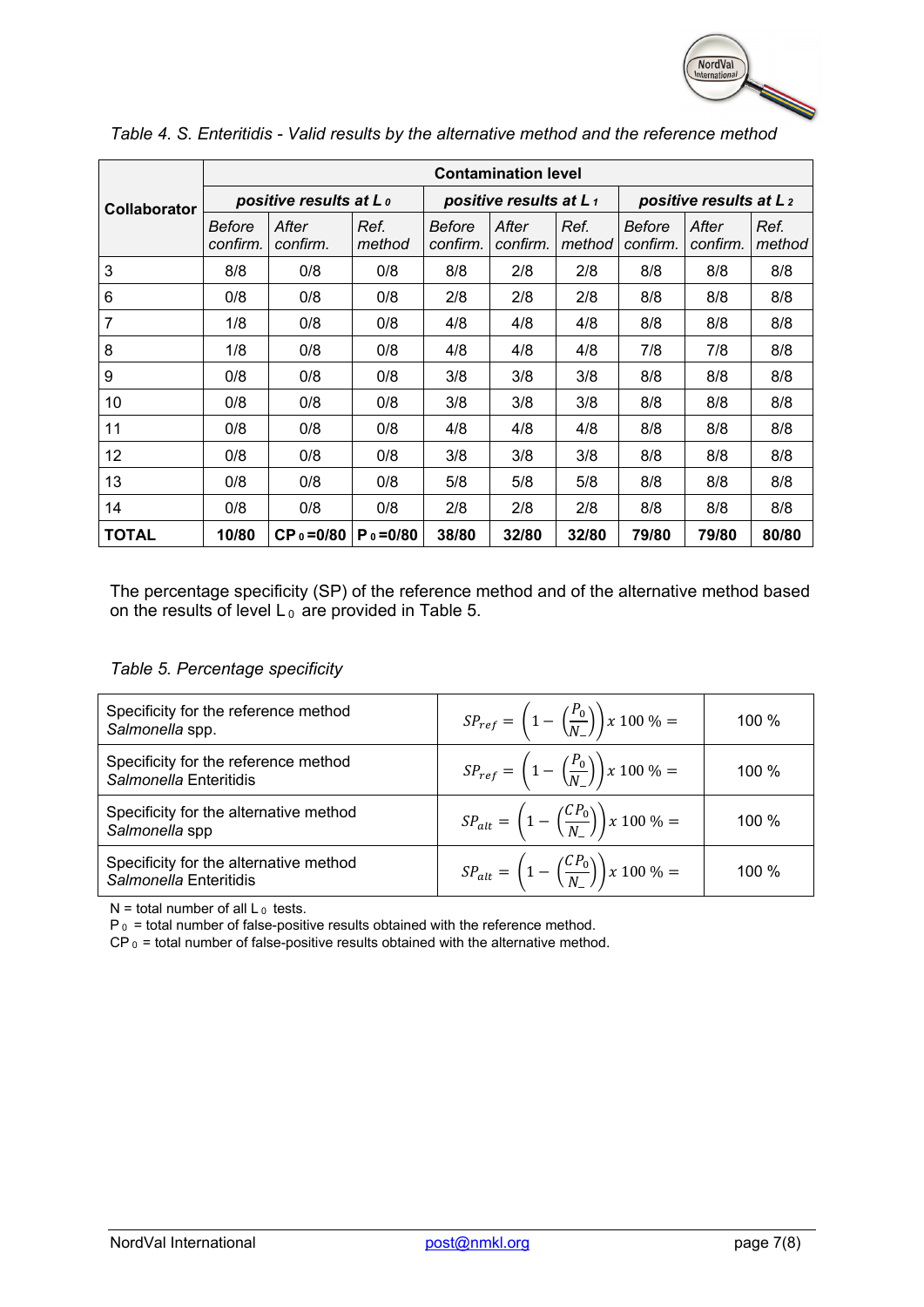*Table 4. S. Enteritidis - Valid results by the alternative method and the reference method*

| Collaborator | Contamination level | | | | | | | | |
|---|---|---|---|---|---|---|---|---|---|
| | ***positive results at $L_0$*** | | | ***positive results at $L_1$*** | | | ***positive results at $L_2$*** | | |
| | *Before confirm.* | *After confirm.* | *Ref. method* | *Before confirm.* | *After confirm.* | *Ref. method* | *Before confirm.* | *After confirm.* | *Ref. method* |
| 3 | 8/8 | 0/8 | 0/8 | 8/8 | 2/8 | 2/8 | 8/8 | 8/8 | 8/8 |
| 6 | 0/8 | 0/8 | 0/8 | 2/8 | 2/8 | 2/8 | 8/8 | 8/8 | 8/8 |
| 7 | 1/8 | 0/8 | 0/8 | 4/8 | 4/8 | 4/8 | 8/8 | 8/8 | 8/8 |
| 8 | 1/8 | 0/8 | 0/8 | 4/8 | 4/8 | 4/8 | 7/8 | 7/8 | 8/8 |
| 9 | 0/8 | 0/8 | 0/8 | 3/8 | 3/8 | 3/8 | 8/8 | 8/8 | 8/8 |
| 10 | 0/8 | 0/8 | 0/8 | 3/8 | 3/8 | 3/8 | 8/8 | 8/8 | 8/8 |
| 11 | 0/8 | 0/8 | 0/8 | 4/8 | 4/8 | 4/8 | 8/8 | 8/8 | 8/8 |
| 12 | 0/8 | 0/8 | 0/8 | 3/8 | 3/8 | 3/8 | 8/8 | 8/8 | 8/8 |
| 13 | 0/8 | 0/8 | 0/8 | 5/8 | 5/8 | 5/8 | 8/8 | 8/8 | 8/8 |
| 14 | 0/8 | 0/8 | 0/8 | 2/8 | 2/8 | 2/8 | 8/8 | 8/8 | 8/8 |
| **TOTAL** | **10/80** | **$CP_0$=0/80** | **$P_0$=0/80** | **38/80** | **32/80** | **32/80** | **79/80** | **79/80** | **80/80** |

The percentage specificity (SP) of the reference method and of the alternative method based on the results of level $L_0$ are provided in Table 5.

*Table 5. Percentage specificity*

| | | |
|---|---|---|
| Specificity for the reference method *Salmonella* spp. | $SP_{ref} = \left(1 - \left(\frac{P_0}{N_-}\right)\right) x\ 100\ \% =$ | 100 % |
| Specificity for the reference method *Salmonella* Enteritidis | $SP_{ref} = \left(1 - \left(\frac{P_0}{N_-}\right)\right) x\ 100\ \% =$ | 100 % |
| Specificity for the alternative method *Salmonella* spp | $SP_{alt} = \left(1 - \left(\frac{CP_0}{N_-}\right)\right) x\ 100\ \% =$ | 100 % |
| Specificity for the alternative method *Salmonella* Enteritidis | $SP_{alt} = \left(1 - \left(\frac{CP_0}{N_-}\right)\right) x\ 100\ \% =$ | 100 % |

N = total number of all $L_0$ tests.
$P_0$ = total number of false-positive results obtained with the reference method.
$CP_0$ = total number of false-positive results obtained with the alternative method.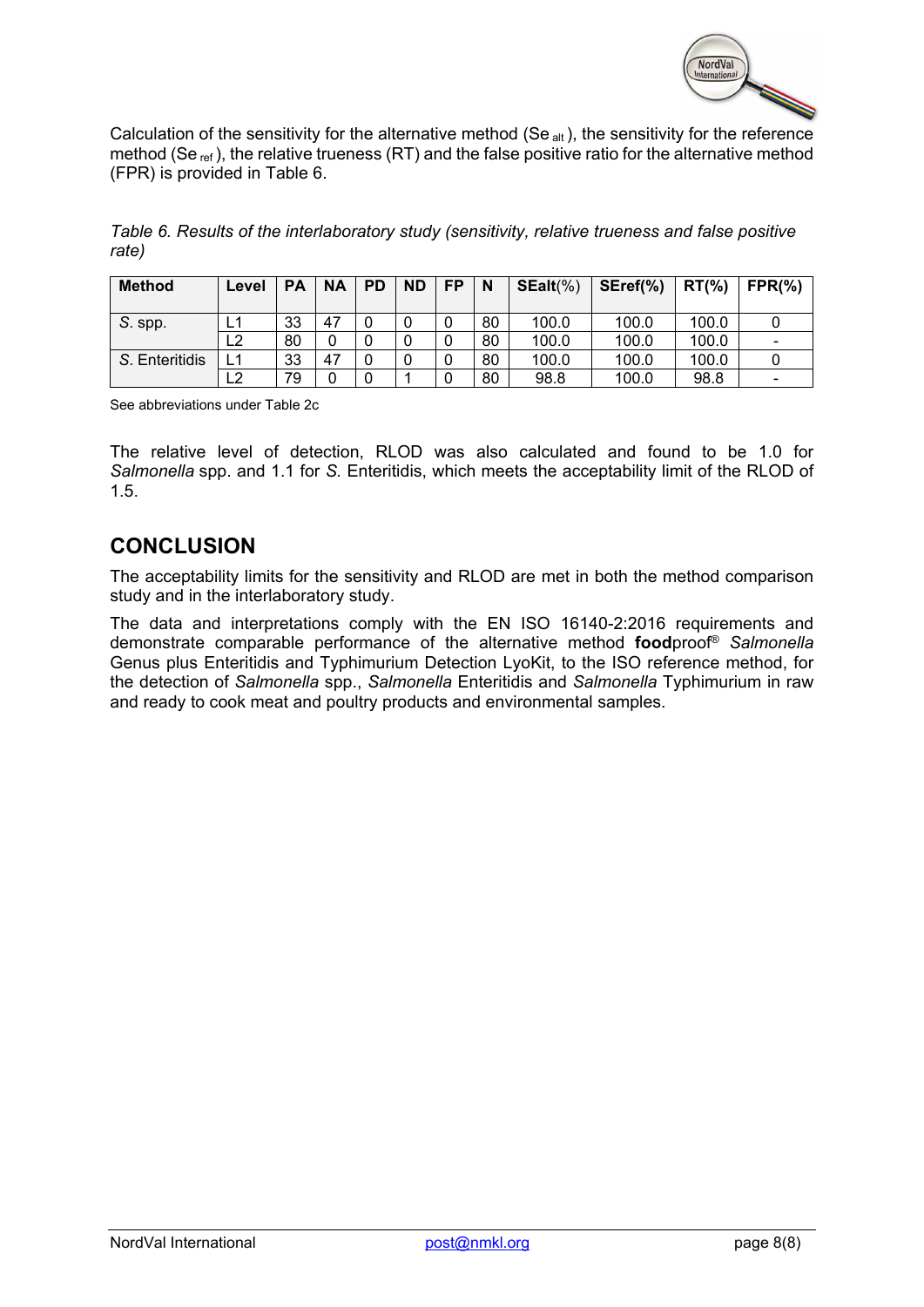Calculation of the sensitivity for the alternative method ($Se_{alt}$), the sensitivity for the reference method ($Se_{ref}$), the relative trueness (RT) and the false positive ratio for the alternative method (FPR) is provided in Table 6.

*Table 6. Results of the interlaboratory study (sensitivity, relative trueness and false positive rate)*

| Method | Level | PA | NA | PD | ND | FP | N | SEalt(%) | SEref(%) | RT(%) | FPR(%) |
|---|---|---|---|---|---|---|---|---|---|---|---|
| *S.* spp. | L1 | 33 | 47 | 0 | 0 | 0 | 80 | 100.0 | 100.0 | 100.0 | 0 |
| | L2 | 80 | 0 | 0 | 0 | 0 | 80 | 100.0 | 100.0 | 100.0 | - |
| *S.* Enteritidis | L1 | 33 | 47 | 0 | 0 | 0 | 80 | 100.0 | 100.0 | 100.0 | 0 |
| | L2 | 79 | 0 | 0 | 1 | 0 | 80 | 98.8 | 100.0 | 98.8 | - |

See abbreviations under Table 2c

The relative level of detection, RLOD was also calculated and found to be 1.0 for *Salmonella* spp. and 1.1 for *S.* Enteritidis, which meets the acceptability limit of the RLOD of 1.5.

## CONCLUSION

The acceptability limits for the sensitivity and RLOD are met in both the method comparison study and in the interlaboratory study.

The data and interpretations comply with the EN ISO 16140-2:2016 requirements and demonstrate comparable performance of the alternative method **food**proof® *Salmonella* Genus plus Enteritidis and Typhimurium Detection LyoKit, to the ISO reference method, for the detection of *Salmonella* spp., *Salmonella* Enteritidis and *Salmonella* Typhimurium in raw and ready to cook meat and poultry products and environmental samples.